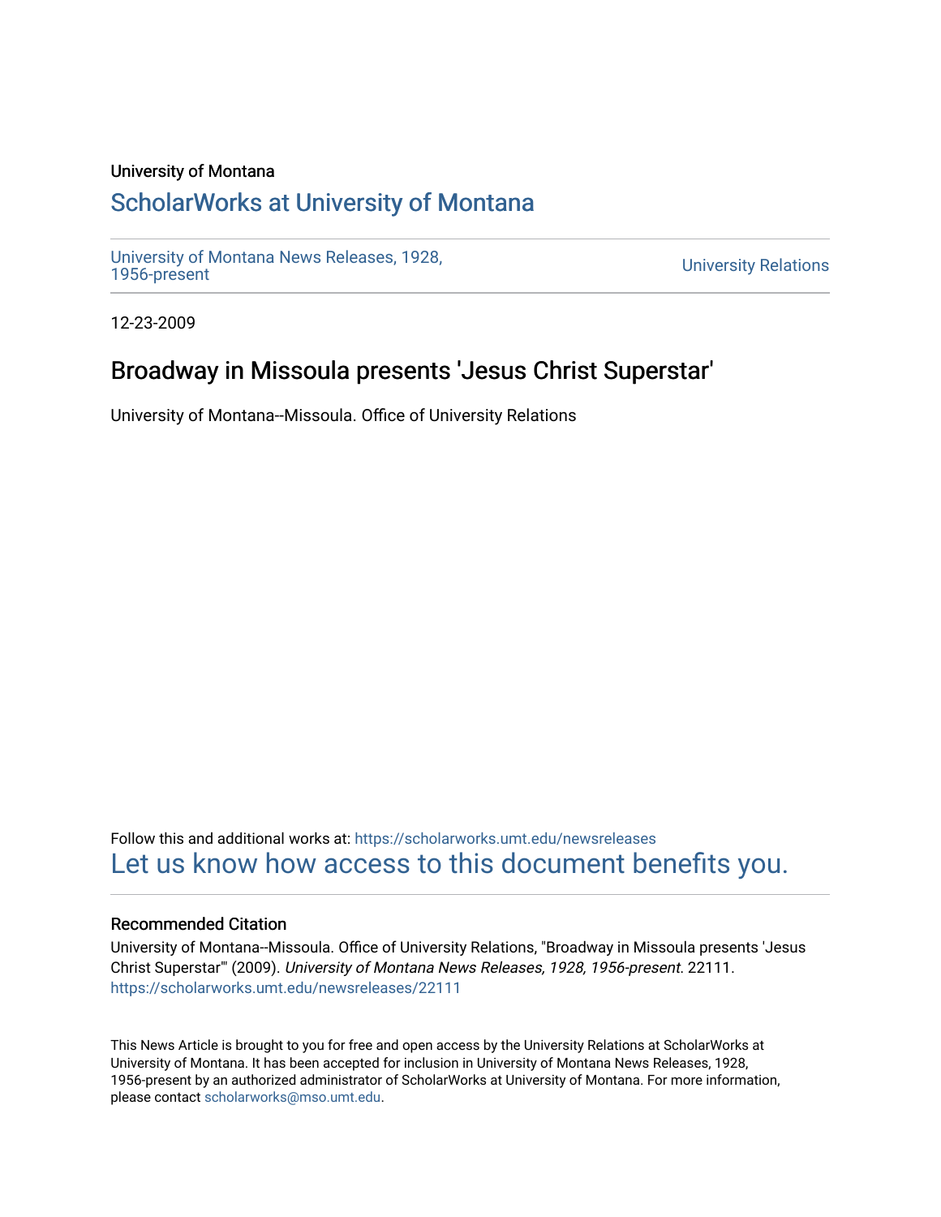University of Montana

# ScholarWorks at University of Montana

University of Montana News Releases, 1928, 1956-present

University Relations

12-23-2009

## Broadway in Missoula presents 'Jesus Christ Superstar'

University of Montana--Missoula. Office of University Relations

Follow this and additional works at: https://scholarworks.umt.edu/newsreleases

Let us know how access to this document benefits you.

### Recommended Citation

University of Montana--Missoula. Office of University Relations, "Broadway in Missoula presents 'Jesus Christ Superstar'" (2009). *University of Montana News Releases, 1928, 1956-present*. 22111. https://scholarworks.umt.edu/newsreleases/22111

This News Article is brought to you for free and open access by the University Relations at ScholarWorks at University of Montana. It has been accepted for inclusion in University of Montana News Releases, 1928, 1956-present by an authorized administrator of ScholarWorks at University of Montana. For more information, please contact scholarworks@mso.umt.edu.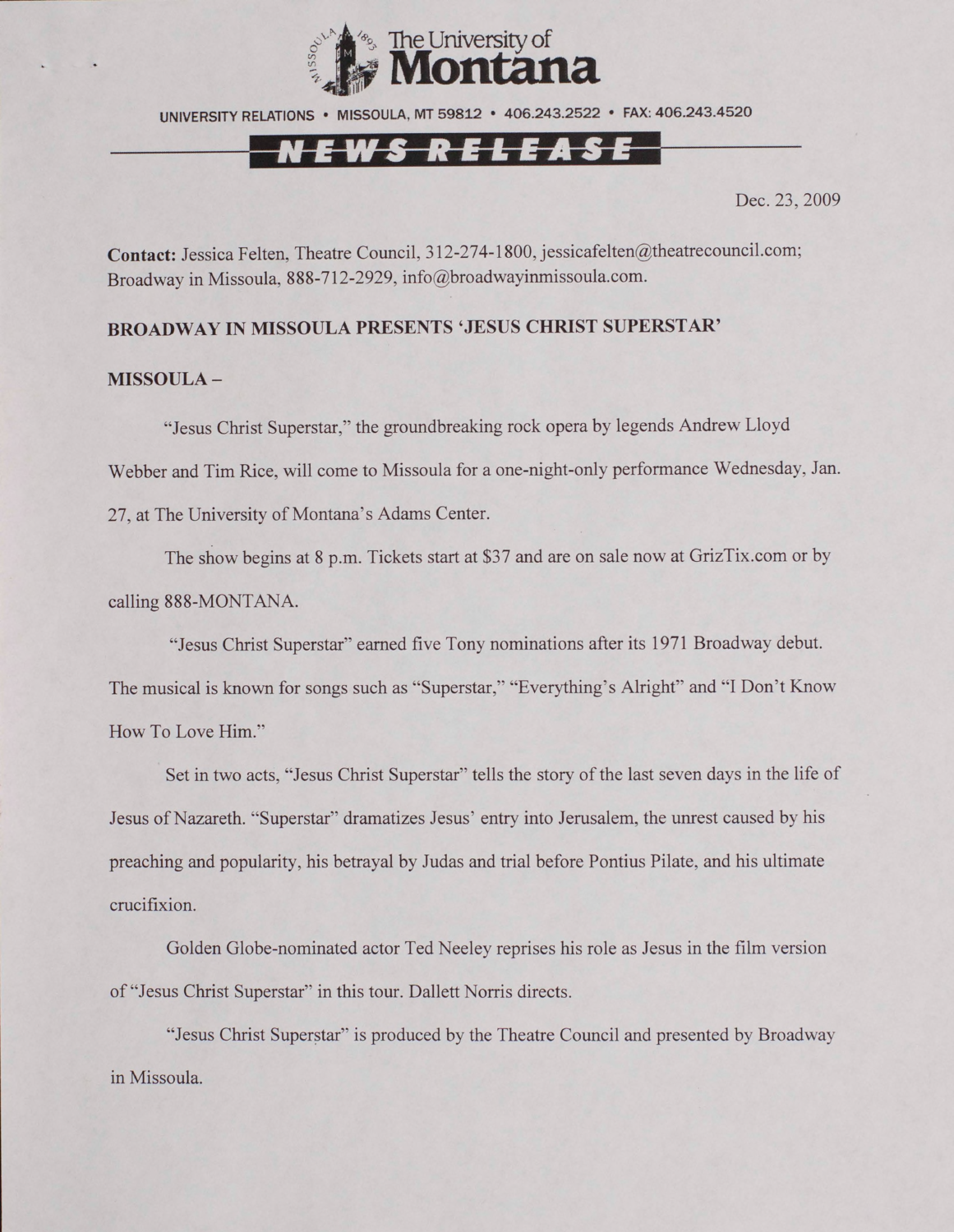The University of Montana

UNIVERSITY RELATIONS • MISSOULA, MT 59812 • 406.243.2522 • FAX: 406.243.4520

NEWS RELEASE

Dec. 23, 2009

**Contact:** Jessica Felten, Theatre Council, 312-274-1800, jessicafelten@theatrecouncil.com; Broadway in Missoula, 888-712-2929, info@broadwayinmissoula.com.

**BROADWAY IN MISSOULA PRESENTS 'JESUS CHRIST SUPERSTAR'**

**MISSOULA –**

"Jesus Christ Superstar," the groundbreaking rock opera by legends Andrew Lloyd Webber and Tim Rice, will come to Missoula for a one-night-only performance Wednesday, Jan. 27, at The University of Montana's Adams Center.

The show begins at 8 p.m. Tickets start at $37 and are on sale now at GrizTix.com or by calling 888-MONTANA.

"Jesus Christ Superstar" earned five Tony nominations after its 1971 Broadway debut. The musical is known for songs such as "Superstar," "Everything's Alright" and "I Don't Know How To Love Him."

Set in two acts, "Jesus Christ Superstar" tells the story of the last seven days in the life of Jesus of Nazareth. "Superstar" dramatizes Jesus' entry into Jerusalem, the unrest caused by his preaching and popularity, his betrayal by Judas and trial before Pontius Pilate, and his ultimate crucifixion.

Golden Globe-nominated actor Ted Neeley reprises his role as Jesus in the film version of "Jesus Christ Superstar" in this tour. Dallett Norris directs.

"Jesus Christ Superstar" is produced by the Theatre Council and presented by Broadway in Missoula.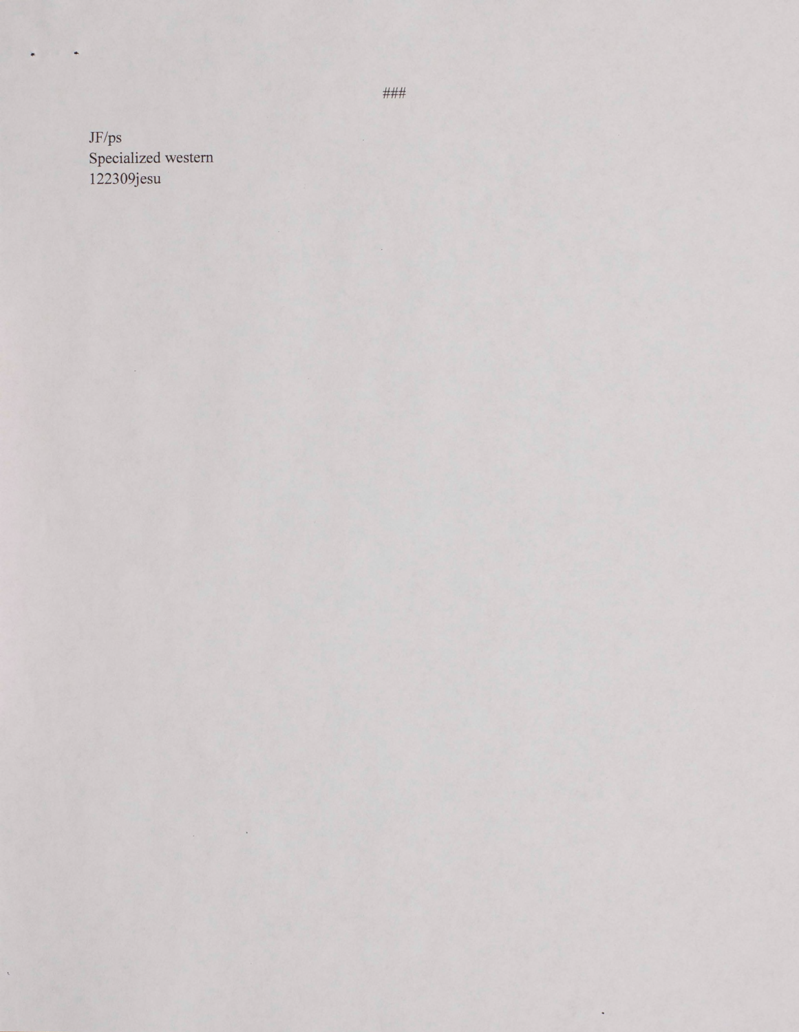###

JF/ps
Specialized western
122309jesu